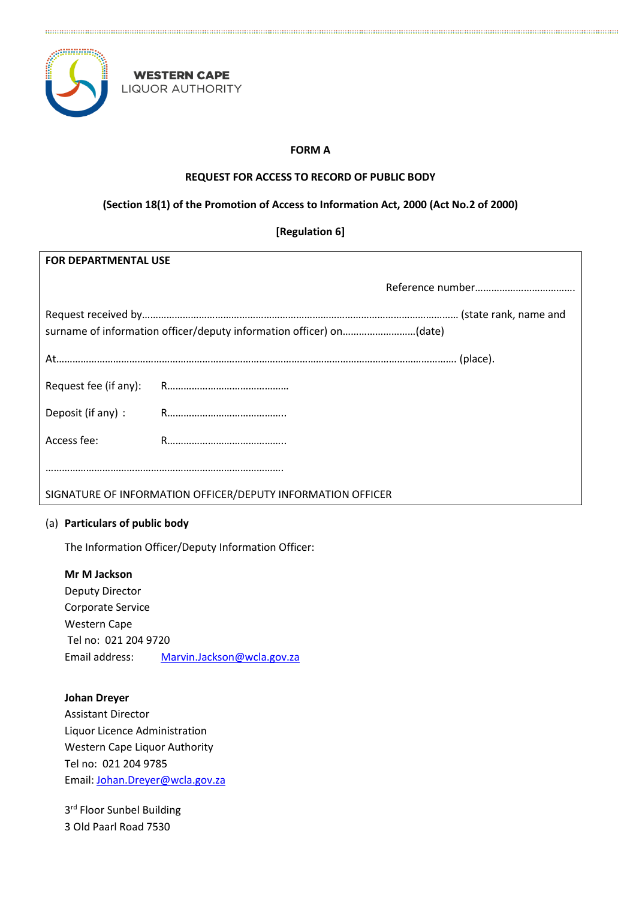**WESTERN CAPE**
LIQUOR AUTHORITY

**FORM A**

**REQUEST FOR ACCESS TO RECORD OF PUBLIC BODY**

**(Section 18(1) of the Promotion of Access to Information Act, 2000 (Act No.2 of 2000)**

**[Regulation 6]**

**FOR DEPARTMENTAL USE**

Reference number……………………………….

Request received by…………………………………………………………………………………………………… (state rank, name and surname of information officer/deputy information officer) on………………………(date)

At……………………………………………………………………………………………………………………………… (place).

Request fee (if any): R………………………………………

Deposit (if any) : R……………………………………..

Access fee: R……………………………………..

…………………………………………………………………………….

SIGNATURE OF INFORMATION OFFICER/DEPUTY INFORMATION OFFICER

(a) **Particulars of public body**

The Information Officer/Deputy Information Officer:

**Mr M Jackson**
Deputy Director
Corporate Service
Western Cape
Tel no: 021 204 9720
Email address: Marvin.Jackson@wcla.gov.za

**Johan Dreyer**
Assistant Director
Liquor Licence Administration
Western Cape Liquor Authority
Tel no: 021 204 9785
Email: Johan.Dreyer@wcla.gov.za

3rd Floor Sunbel Building
3 Old Paarl Road 7530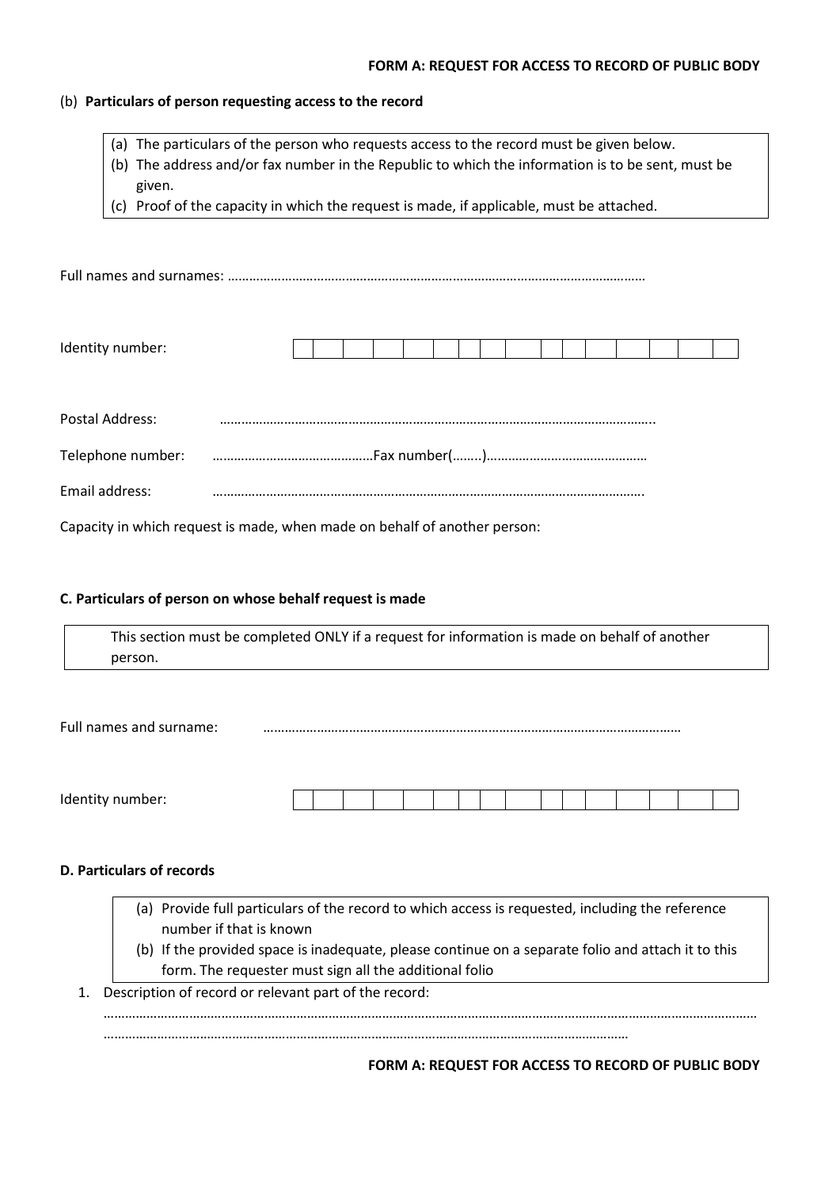### (b) Particulars of person requesting access to the record

> (a) The particulars of the person who requests access to the record must be given below.
> (b) The address and/or fax number in the Republic to which the information is to be sent, must be given.
> (c) Proof of the capacity in which the request is made, if applicable, must be attached.

Full names and surnames: ……………………………………………………………………………………………………

Identity number:

| | | | | | | | | | | | | | | | |
|---|---|---|---|---|---|---|---|---|---|---|---|---|---|---|---|
| | | | | | | | | | | | | | | | |

Postal Address: ……………………………………………………………………………………………………..

Telephone number: ………………………………………Fax number(……..)………………………………………

Email address: ………………………………………………………………………………………………………….

Capacity in which request is made, when made on behalf of another person:

### C. Particulars of person on whose behalf request is made

> This section must be completed ONLY if a request for information is made on behalf of another person.

Full names and surname: ……………………………………………………………………………………………………

Identity number:

| | | | | | | | | | | | | | | | |
|---|---|---|---|---|---|---|---|---|---|---|---|---|---|---|---|
| | | | | | | | | | | | | | | | |

### D. Particulars of records

> (a) Provide full particulars of the record to which access is requested, including the reference number if that is known
> (b) If the provided space is inadequate, please continue on a separate folio and attach it to this form. The requester must sign all the additional folio

1. Description of record or relevant part of the record:

   ……………………………………………………………………………………………………………………………………………………………
   …………………………………………………………………………………………………………………………………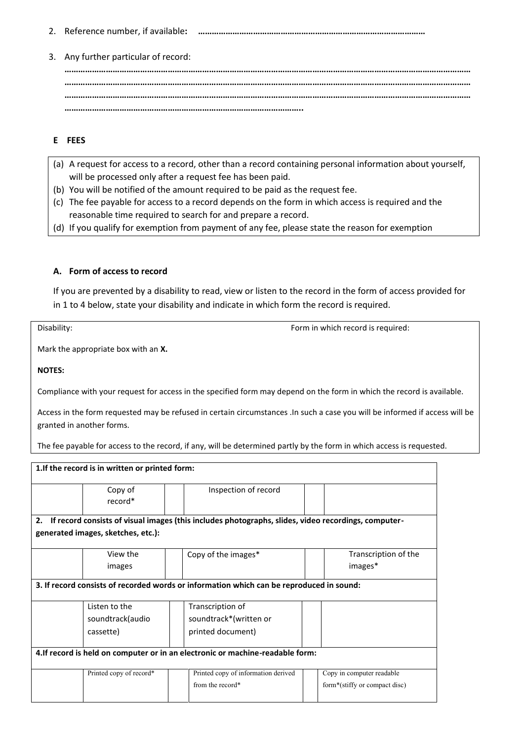2. Reference number, if available: ………………………………………………………………………………………

3. Any further particular of record:

………………………………………………………………………………………………………………………………………………………
………………………………………………………………………………………………………………………………………………………
………………………………………………………………………………………………………………………………………………………
………………………………………………………………………………………..

## E FEES

(a) A request for access to a record, other than a record containing personal information about yourself, will be processed only after a request fee has been paid.
(b) You will be notified of the amount required to be paid as the request fee.
(c) The fee payable for access to a record depends on the form in which access is required and the reasonable time required to search for and prepare a record.
(d) If you qualify for exemption from payment of any fee, please state the reason for exemption

## A. Form of access to record

If you are prevented by a disability to read, view or listen to the record in the form of access provided for in 1 to 4 below, state your disability and indicate in which form the record is required.

| Disability: | Form in which record is required: |
|---|---|

Mark the appropriate box with an **X.**

**NOTES:**

Compliance with your request for access in the specified form may depend on the form in which the record is available.

Access in the form requested may be refused in certain circumstances .In such a case you will be informed if access will be granted in another forms.

The fee payable for access to the record, if any, will be determined partly by the form in which access is requested.

| **1.If the record is in written or printed form:** | | | | | |
|---|---|---|---|---|---|
| | Copy of record* | | Inspection of record | | |
| **2. If record consists of visual images (this includes photographs, slides, video recordings, computer-generated images, sketches, etc.):** | | | | | |
| | View the images | | Copy of the images* | | Transcription of the images* |
| **3. If record consists of recorded words or information which can be reproduced in sound:** | | | | | |
| | Listen to the soundtrack(audio cassette) | | Transcription of soundtrack*(written or printed document) | | |
| **4.If record is held on computer or in an electronic or machine-readable form:** | | | | | |
| | Printed copy of record* | | Printed copy of information derived from the record* | | Copy in computer readable form*(stiffy or compact disc) |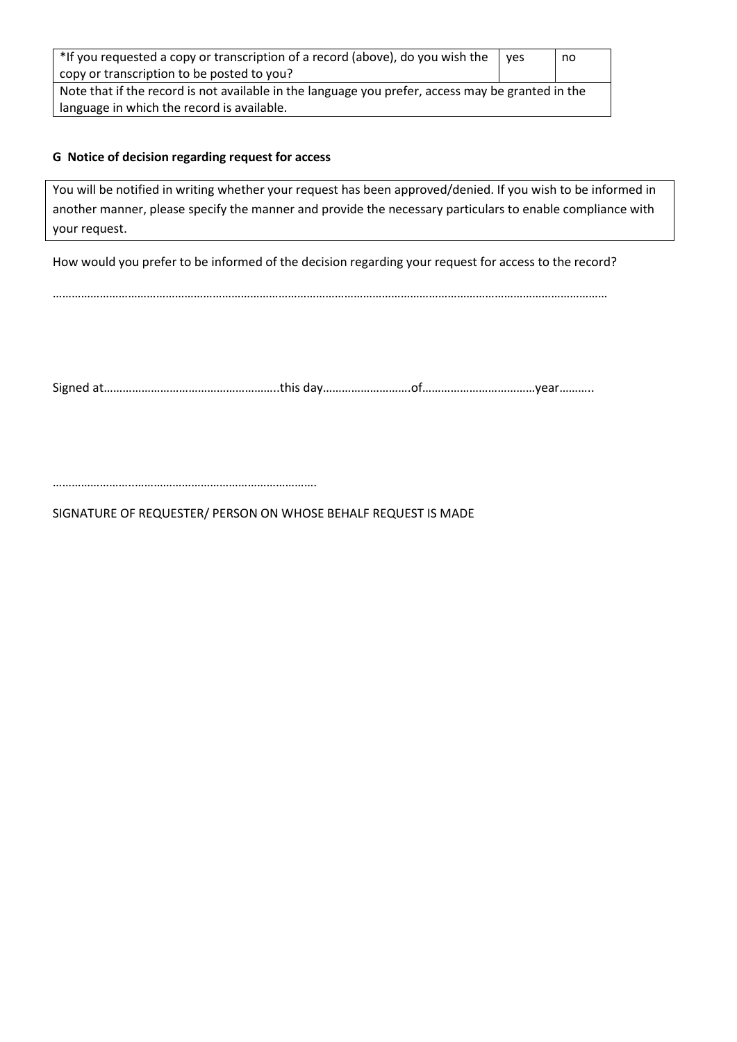| | | |
|---|---|---|
| *If you requested a copy or transcription of a record (above), do you wish the copy or transcription to be posted to you? | yes | no |
| Note that if the record is not available in the language you prefer, access may be granted in the language in which the record is available. | | |

**G Notice of decision regarding request for access**

You will be notified in writing whether your request has been approved/denied. If you wish to be informed in another manner, please specify the manner and provide the necessary particulars to enable compliance with your request.

How would you prefer to be informed of the decision regarding your request for access to the record?

………………………………………………………………………………………………………………………………………………………………

Signed at………………………………………………..this day……………………….of………………………………year………..

…………………….………………………………………………….

SIGNATURE OF REQUESTER/ PERSON ON WHOSE BEHALF REQUEST IS MADE